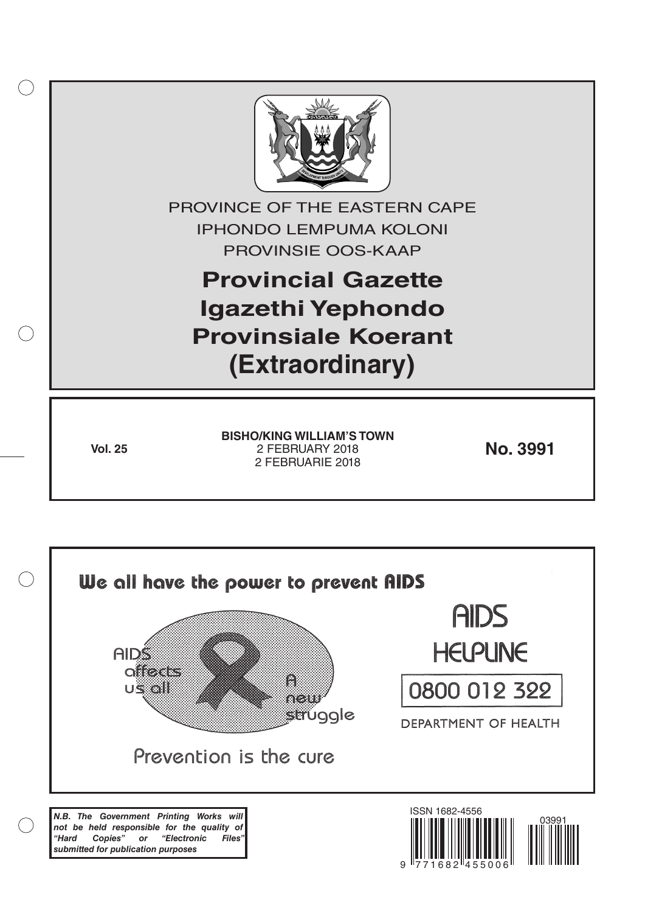PROVINCE OF THE EASTERN CAPE

IPHONDO LEMPUMA KOLONI

PROVINSIE OOS-KAAP

# Provincial Gazette
# Igazethi Yephondo
# Provinsiale Koerant
# (Extraordinary)

**Vol. 25**

**BISHO/KING WILLIAM'S TOWN**
2 FEBRUARY 2018
2 FEBRUARIE 2018

**No. 3991**

We all have the power to prevent AIDS

AIDS affects us all

A new struggle

Prevention is the cure

AIDS HELPLINE

0800 012 322

DEPARTMENT OF HEALTH

***N.B. The Government Printing Works will not be held responsible for the quality of "Hard Copies" or "Electronic Files" submitted for publication purposes***

ISSN 1682-4556

03991

9 771682 455006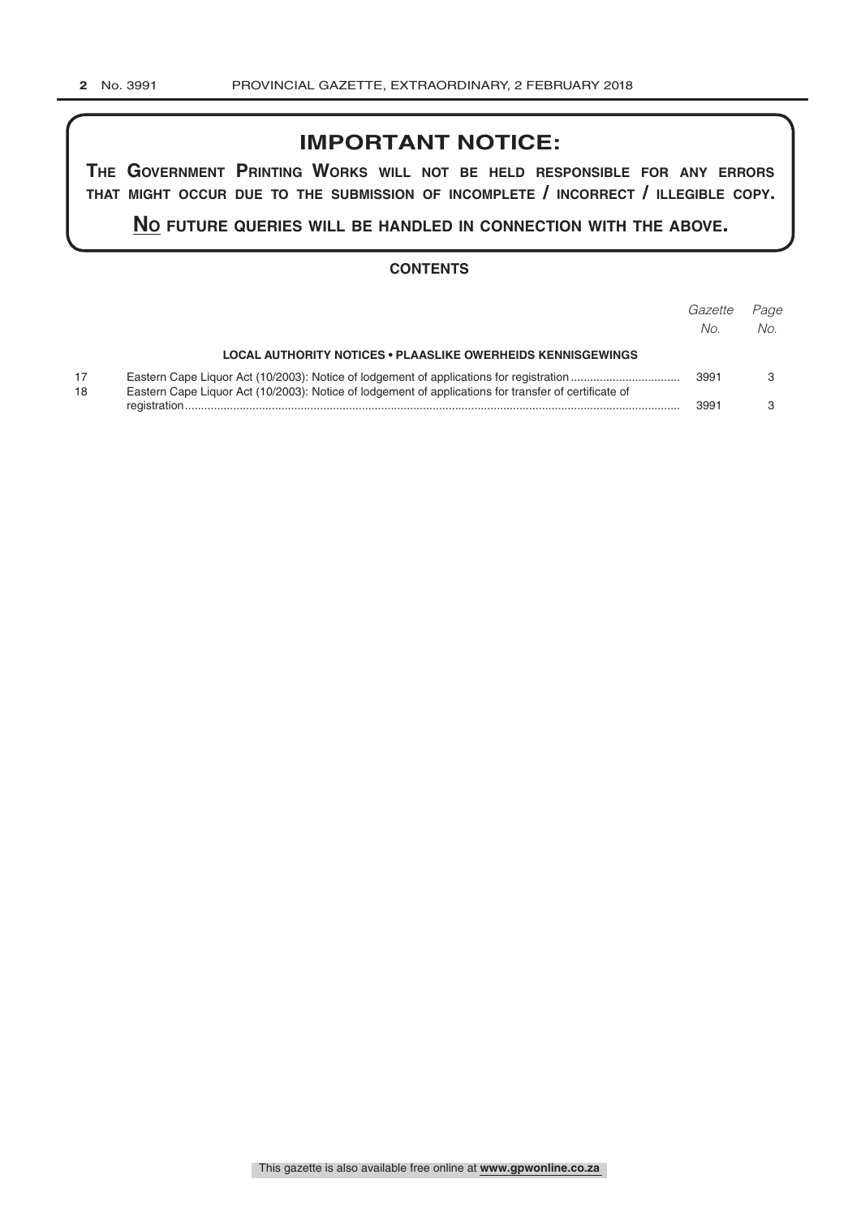## IMPORTANT NOTICE:

**THE GOVERNMENT PRINTING WORKS WILL NOT BE HELD RESPONSIBLE FOR ANY ERRORS THAT MIGHT OCCUR DUE TO THE SUBMISSION OF INCOMPLETE / INCORRECT / ILLEGIBLE COPY.**

**NO FUTURE QUERIES WILL BE HANDLED IN CONNECTION WITH THE ABOVE.**

### CONTENTS

| | | *Gazette No.* | *Page No.* |
|---|---|---|---|
| | **LOCAL AUTHORITY NOTICES • PLAASLIKE OWERHEIDS KENNISGEWINGS** | | |
| 17 | Eastern Cape Liquor Act (10/2003): Notice of lodgement of applications for registration | 3991 | 3 |
| 18 | Eastern Cape Liquor Act (10/2003): Notice of lodgement of applications for transfer of certificate of registration | 3991 | 3 |

This gazette is also available free online at **www.gpwonline.co.za**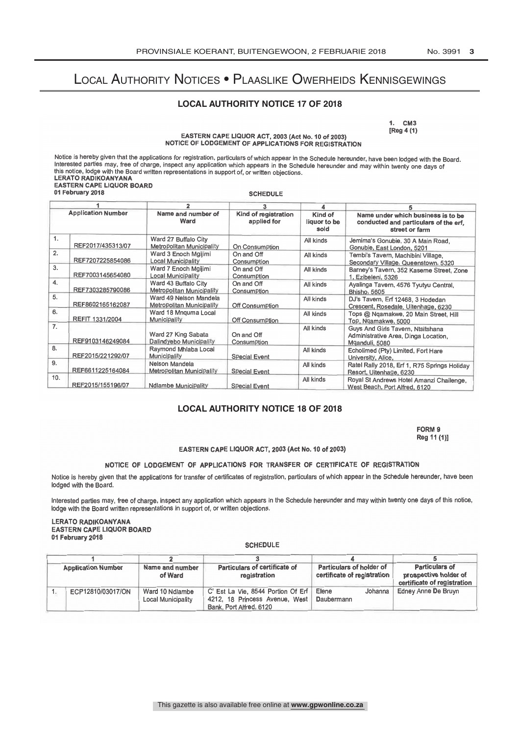# Local Authority Notices • Plaaslike Owerheids Kennisgewings

## LOCAL AUTHORITY NOTICE 17 OF 2018

1. CM3
[Reg 4 (1)

**EASTERN CAPE LIQUOR ACT, 2003 (Act No. 10 of 2003)**
**NOTICE OF LODGEMENT OF APPLICATIONS FOR REGISTRATION**

Notice is hereby given that the applications for registration, particulars of which appear in the Schedule hereunder, have been lodged with the Board. Interested parties may, free of charge, inspect any application which appears in the Schedule hereunder and may within twenty one days of this notice, lodge with the Board written representations in support of, or written objections.

**LERATO RADIKOANYANA**
**EASTERN CAPE LIQUOR BOARD**
**01 February 2018**

**SCHEDULE**

| 1 | | 2 | 3 | 4 | 5 |
|---|---|---|---|---|---|
| Application Number | | Name and number of Ward | Kind of registration applied for | Kind of liquor to be sold | Name under which business is to be conducted and particulars of the erf, street or farm |
| 1. | REF2017/435313/07 | Ward 27 Buffalo City Metropolitan Municipality | On Consumption | All kinds | Jemima's Gonubie, 30 A Main Road, Gonubie, East London, 5201 |
| 2. | REF7207225854086 | Ward 3 Enoch Mgijimi Local Municipality | On and Off Consumption | All kinds | Tembi's Tavern, Machibini Village, Secondary Village, Queenstown, 5320 |
| 3. | REF7003145654080 | Ward 7 Enoch Mgijimi Local Municipality | On and Off Consumption | All kinds | Barney's Tavern, 352 Kaseme Street, Zone 1, Ezibeleni, 5326 |
| 4. | REF7303285790086 | Ward 43 Buffalo City Metropolitan Municipality | On and Off Consumption | All kinds | Ayalinga Tavern, 4576 Tyutyu Central, Bhisho, 5605 |
| 5. | REF8602165162087 | Ward 49 Nelson Mandela Metropolitan Municipality | Off Consumption | All kinds | DJ's Tavern, Erf 12468, 3 Hodedan Crescent, Rosedale, Uitenhage, 6230 |
| 6. | REFIT 1331/2004 | Ward 18 Mnquma Local Municipality | Off Consumption | All kinds | Tops @ Nqamakwe, 20 Main Street, Hill Top, Nqamakwe, 5000 |
| 7. | REF9103146249084 | Ward 27 King Sabata Dalindyebo Municipality | On and Off Consumption | All kinds | Guys And Girls Tavern, Ntsitshana Administrative Area, Dinga Location, Mqanduli, 5080 |
| 8. | REF2015/221292/07 | Raymond Mhlaba Local Municipality | Special Event | All kinds | Echolimed (Pty) Limited, Fort Hare University, Alice, |
| 9. | REF6611225164084 | Nelson Mandela Metropolitan Municipality | Special Event | All kinds | Ratel Rally 2018, Erf 1, R75 Springs Holiday Resort, Uitenhage, 6230 |
| 10. | REF2015/155196/07 | Ndlambe Municipality | Special Event | All kinds | Royal St Andrews Hotel Amanzi Challenge, West Beach, Port Alfred, 6120 |

## LOCAL AUTHORITY NOTICE 18 OF 2018

FORM 9
Reg 11 (1)]

**EASTERN CAPE LIQUOR ACT, 2003 (Act No. 10 of 2003)**

**NOTICE OF LODGEMENT OF APPLICATIONS FOR TRANSFER OF CERTIFICATE OF REGISTRATION**

Notice is hereby given that the applications for transfer of certificates of registration, particulars of which appear in the Schedule hereunder, have been lodged with the Board.

Interested parties may, free of charge, inspect any application which appears in the Schedule hereunder and may within twenty one days of this notice, lodge with the Board written representations in support of, or written objections.

**LERATO RADIKOANYANA**
**EASTERN CAPE LIQUOR BOARD**
**01 February 2018**

**SCHEDULE**

| 1 | | 2 | 3 | 4 | 5 |
|---|---|---|---|---|---|
| Application Number | | Name and number of Ward | Particulars of certificate of registration | Particulars of holder of certificate of registration | Particulars of prospective holder of certificate of registration |
| 1. | ECP12810/03017/ON | Ward 10 Ndlambe Local Municipality | C' Est La Vie, 8544 Portion Of Erf 4212, 18 Princess Avenue, West Bank, Port Alfred, 6120 | Elene Johanna Daubermann | Edney Anne De Bruyn |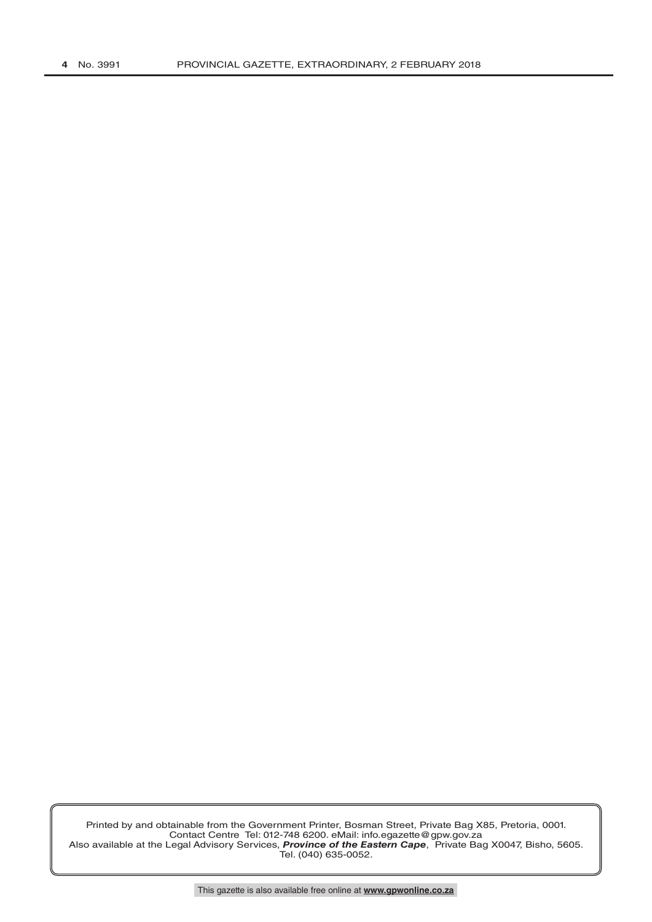Printed by and obtainable from the Government Printer, Bosman Street, Private Bag X85, Pretoria, 0001.
Contact Centre Tel: 012-748 6200. eMail: info.egazette@gpw.gov.za
Also available at the Legal Advisory Services, ***Province of the Eastern Cape***, Private Bag X0047, Bisho, 5605.
Tel. (040) 635-0052.

This gazette is also available free online at **www.gpwonline.co.za**